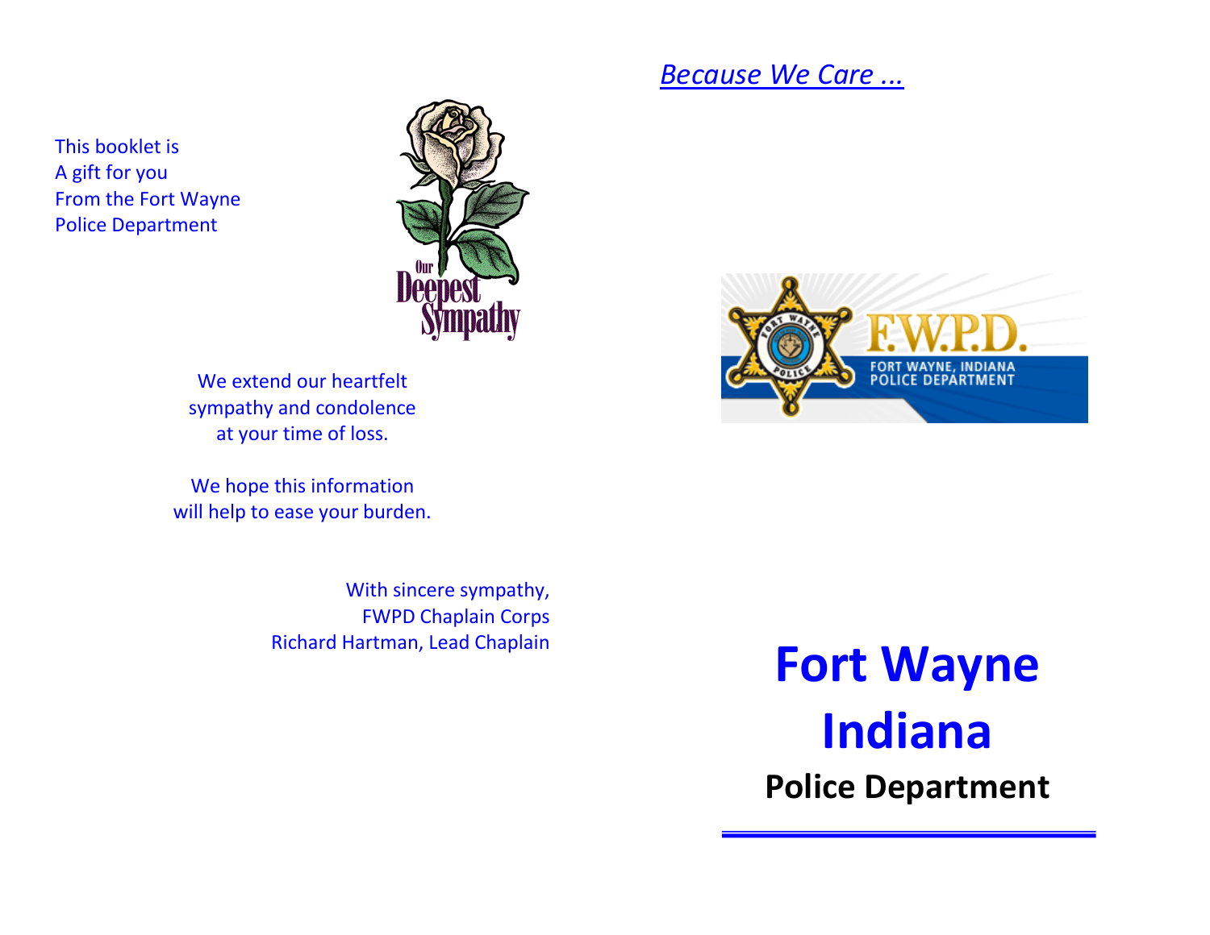This booklet is
A gift for you
From the Fort Wayne
Police Department

Our Deepest Sympathy

We extend our heartfelt
sympathy and condolence
at your time of loss.

We hope this information
will help to ease your burden.

With sincere sympathy,
FWPD Chaplain Corps
Richard Hartman, Lead Chaplain

*Because We Care ...*

F.W.P.D.
FORT WAYNE, INDIANA
POLICE DEPARTMENT

# Fort Wayne Indiana

## Police Department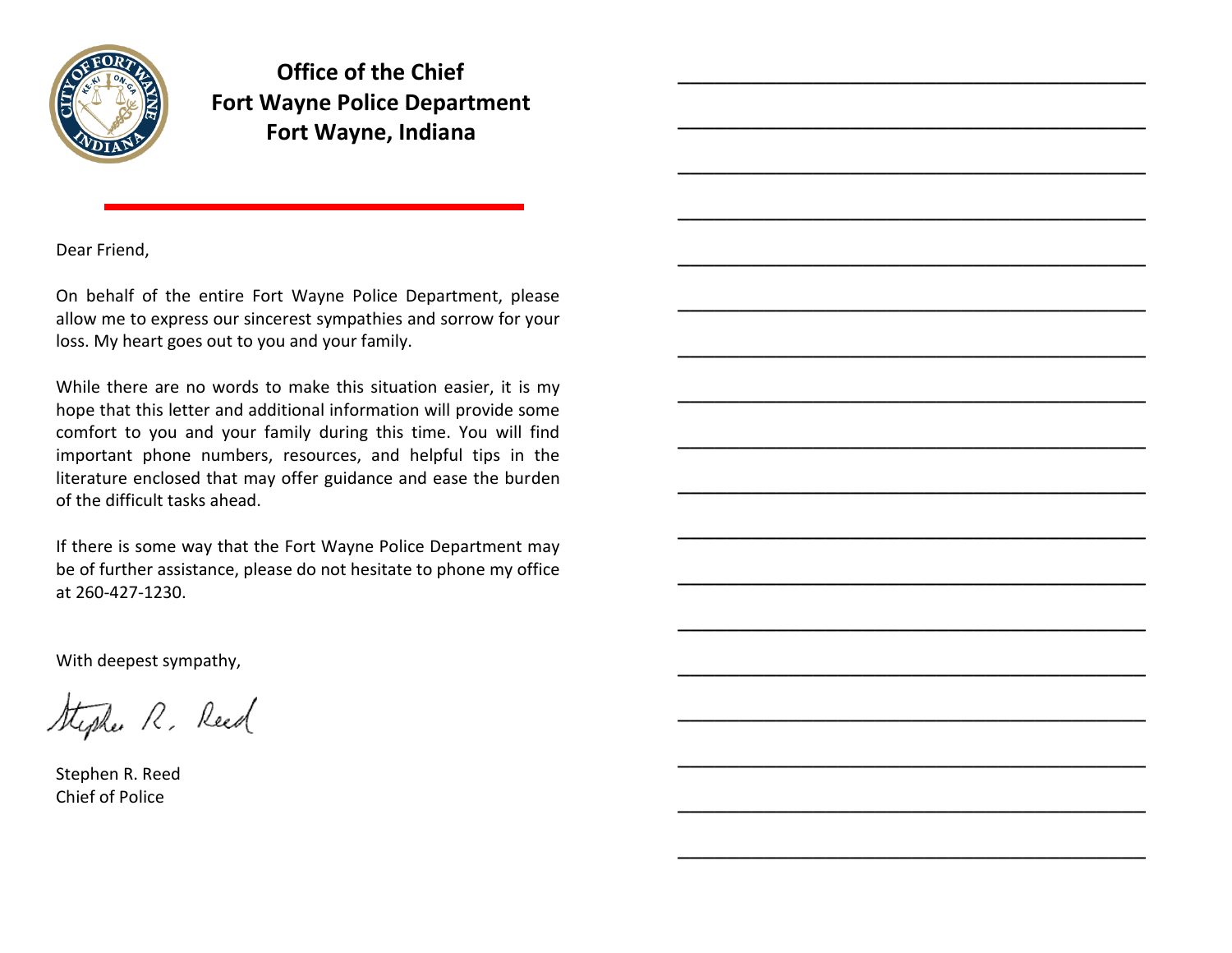**Office of the Chief**
**Fort Wayne Police Department**
**Fort Wayne, Indiana**

Dear Friend,

On behalf of the entire Fort Wayne Police Department, please allow me to express our sincerest sympathies and sorrow for your loss. My heart goes out to you and your family.

While there are no words to make this situation easier, it is my hope that this letter and additional information will provide some comfort to you and your family during this time. You will find important phone numbers, resources, and helpful tips in the literature enclosed that may offer guidance and ease the burden of the difficult tasks ahead.

If there is some way that the Fort Wayne Police Department may be of further assistance, please do not hesitate to phone my office at 260-427-1230.

With deepest sympathy,

Stephen R. Reed
Chief of Police

\_\_\_\_\_\_\_\_\_\_\_\_\_\_\_\_\_\_\_\_\_\_\_\_\_\_\_\_\_\_\_\_\_\_\_\_\_\_\_\_\_\_

\_\_\_\_\_\_\_\_\_\_\_\_\_\_\_\_\_\_\_\_\_\_\_\_\_\_\_\_\_\_\_\_\_\_\_\_\_\_\_\_\_\_

\_\_\_\_\_\_\_\_\_\_\_\_\_\_\_\_\_\_\_\_\_\_\_\_\_\_\_\_\_\_\_\_\_\_\_\_\_\_\_\_\_\_

\_\_\_\_\_\_\_\_\_\_\_\_\_\_\_\_\_\_\_\_\_\_\_\_\_\_\_\_\_\_\_\_\_\_\_\_\_\_\_\_\_\_

\_\_\_\_\_\_\_\_\_\_\_\_\_\_\_\_\_\_\_\_\_\_\_\_\_\_\_\_\_\_\_\_\_\_\_\_\_\_\_\_\_\_

\_\_\_\_\_\_\_\_\_\_\_\_\_\_\_\_\_\_\_\_\_\_\_\_\_\_\_\_\_\_\_\_\_\_\_\_\_\_\_\_\_\_

\_\_\_\_\_\_\_\_\_\_\_\_\_\_\_\_\_\_\_\_\_\_\_\_\_\_\_\_\_\_\_\_\_\_\_\_\_\_\_\_\_\_

\_\_\_\_\_\_\_\_\_\_\_\_\_\_\_\_\_\_\_\_\_\_\_\_\_\_\_\_\_\_\_\_\_\_\_\_\_\_\_\_\_\_

\_\_\_\_\_\_\_\_\_\_\_\_\_\_\_\_\_\_\_\_\_\_\_\_\_\_\_\_\_\_\_\_\_\_\_\_\_\_\_\_\_\_

\_\_\_\_\_\_\_\_\_\_\_\_\_\_\_\_\_\_\_\_\_\_\_\_\_\_\_\_\_\_\_\_\_\_\_\_\_\_\_\_\_\_

\_\_\_\_\_\_\_\_\_\_\_\_\_\_\_\_\_\_\_\_\_\_\_\_\_\_\_\_\_\_\_\_\_\_\_\_\_\_\_\_\_\_

\_\_\_\_\_\_\_\_\_\_\_\_\_\_\_\_\_\_\_\_\_\_\_\_\_\_\_\_\_\_\_\_\_\_\_\_\_\_\_\_\_\_

\_\_\_\_\_\_\_\_\_\_\_\_\_\_\_\_\_\_\_\_\_\_\_\_\_\_\_\_\_\_\_\_\_\_\_\_\_\_\_\_\_\_

\_\_\_\_\_\_\_\_\_\_\_\_\_\_\_\_\_\_\_\_\_\_\_\_\_\_\_\_\_\_\_\_\_\_\_\_\_\_\_\_\_\_

\_\_\_\_\_\_\_\_\_\_\_\_\_\_\_\_\_\_\_\_\_\_\_\_\_\_\_\_\_\_\_\_\_\_\_\_\_\_\_\_\_\_

\_\_\_\_\_\_\_\_\_\_\_\_\_\_\_\_\_\_\_\_\_\_\_\_\_\_\_\_\_\_\_\_\_\_\_\_\_\_\_\_\_\_

\_\_\_\_\_\_\_\_\_\_\_\_\_\_\_\_\_\_\_\_\_\_\_\_\_\_\_\_\_\_\_\_\_\_\_\_\_\_\_\_\_\_

\_\_\_\_\_\_\_\_\_\_\_\_\_\_\_\_\_\_\_\_\_\_\_\_\_\_\_\_\_\_\_\_\_\_\_\_\_\_\_\_\_\_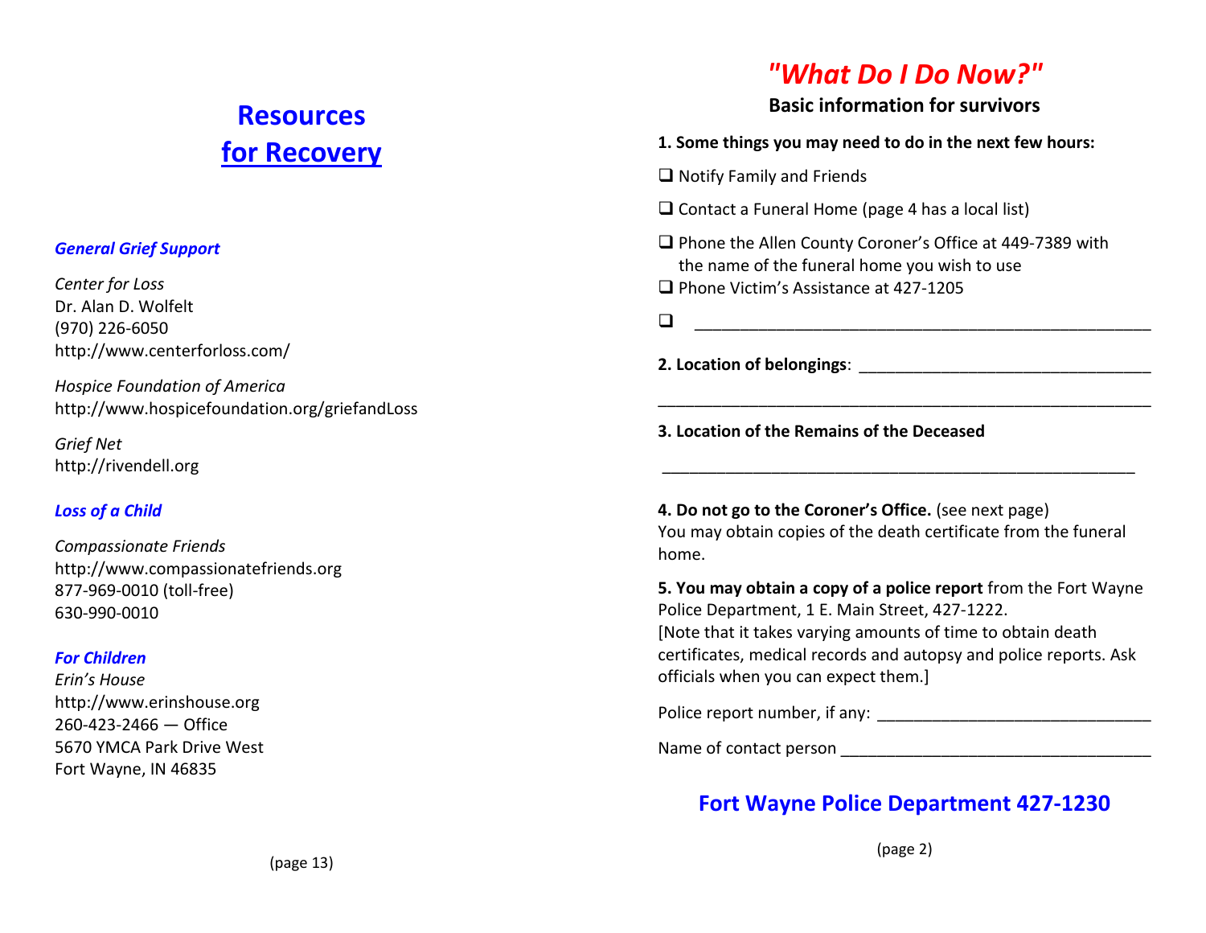# Resources for Recovery

### *General Grief Support*

*Center for Loss*
Dr. Alan D. Wolfelt
(970) 226-6050
http://www.centerforloss.com/

*Hospice Foundation of America*
http://www.hospicefoundation.org/griefandLoss

*Grief Net*
http://rivendell.org

### *Loss of a Child*

*Compassionate Friends*
http://www.compassionatefriends.org
877-969-0010 (toll-free)
630-990-0010

### *For Children*

*Erin's House*
http://www.erinshouse.org
260-423-2466 — Office
5670 YMCA Park Drive West
Fort Wayne, IN 46835

# *"What Do I Do Now?"*

**Basic information for survivors**

**1. Some things you may need to do in the next few hours:**

- ❑ Notify Family and Friends
- ❑ Contact a Funeral Home (page 4 has a local list)
- ❑ Phone the Allen County Coroner's Office at 449-7389 with the name of the funeral home you wish to use
- ❑ Phone Victim's Assistance at 427-1205
- ❑ ____________________________________________

**2. Location of belongings**: ________________________________

____________________________________________________________

**3. Location of the Remains of the Deceased**

____________________________________________________________

**4. Do not go to the Coroner's Office.** (see next page)
You may obtain copies of the death certificate from the funeral home.

**5. You may obtain a copy of a police report** from the Fort Wayne Police Department, 1 E. Main Street, 427-1222.
[Note that it takes varying amounts of time to obtain death certificates, medical records and autopsy and police reports. Ask officials when you can expect them.]

Police report number, if any: ______________________________

Name of contact person __________________________________

## Fort Wayne Police Department 427-1230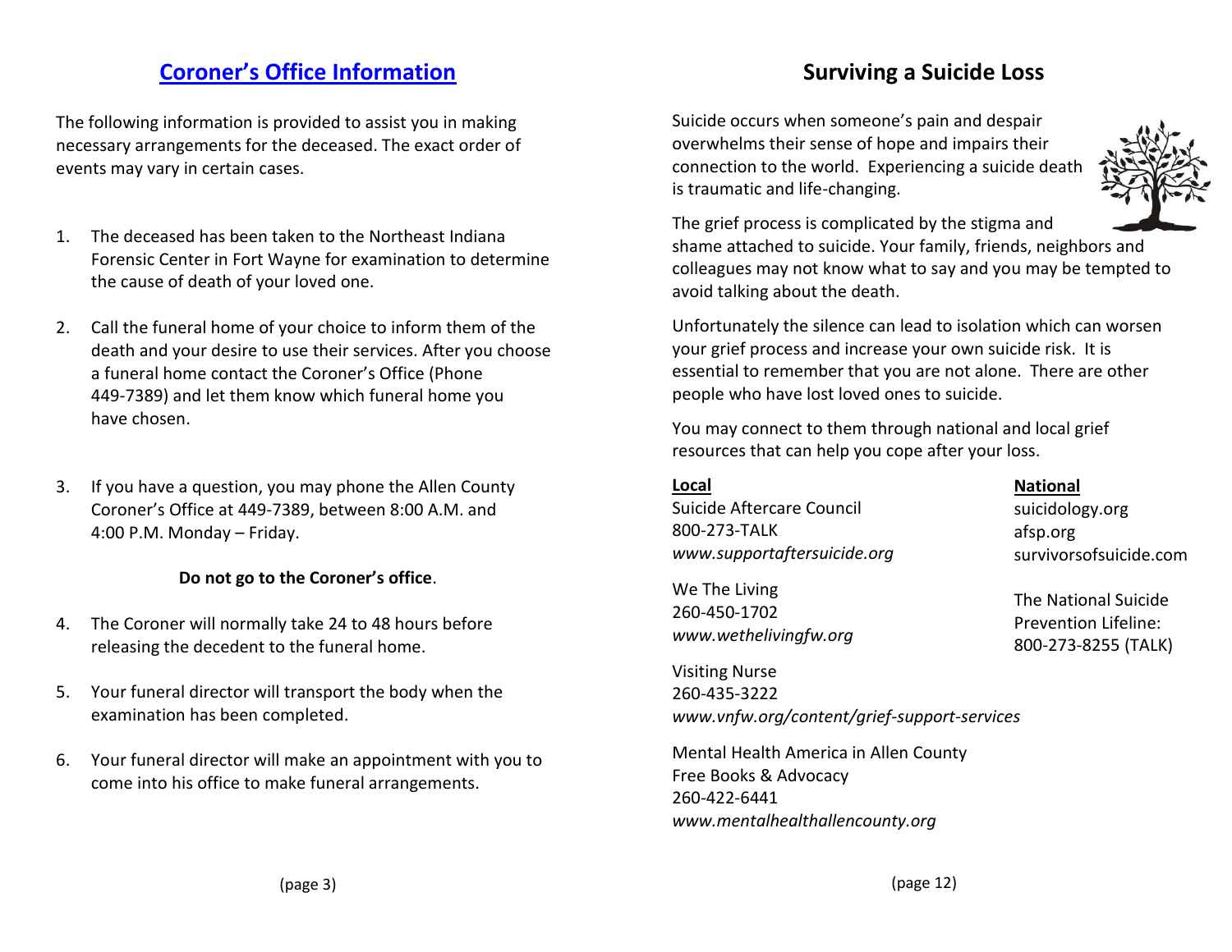## Coroner's Office Information

The following information is provided to assist you in making necessary arrangements for the deceased. The exact order of events may vary in certain cases.

1. The deceased has been taken to the Northeast Indiana Forensic Center in Fort Wayne for examination to determine the cause of death of your loved one.

2. Call the funeral home of your choice to inform them of the death and your desire to use their services. After you choose a funeral home contact the Coroner's Office (Phone 449-7389) and let them know which funeral home you have chosen.

3. If you have a question, you may phone the Allen County Coroner's Office at 449-7389, between 8:00 A.M. and 4:00 P.M. Monday – Friday.

   **Do not go to the Coroner's office**.

4. The Coroner will normally take 24 to 48 hours before releasing the decedent to the funeral home.

5. Your funeral director will transport the body when the examination has been completed.

6. Your funeral director will make an appointment with you to come into his office to make funeral arrangements.

## Surviving a Suicide Loss

Suicide occurs when someone's pain and despair overwhelms their sense of hope and impairs their connection to the world. Experiencing a suicide death is traumatic and life-changing.

The grief process is complicated by the stigma and shame attached to suicide. Your family, friends, neighbors and colleagues may not know what to say and you may be tempted to avoid talking about the death.

Unfortunately the silence can lead to isolation which can worsen your grief process and increase your own suicide risk. It is essential to remember that you are not alone. There are other people who have lost loved ones to suicide.

You may connect to them through national and local grief resources that can help you cope after your loss.

**Local**

Suicide Aftercare Council
800-273-TALK
*www.supportaftersuicide.org*

We The Living
260-450-1702
*www.wethelivingfw.org*

Visiting Nurse
260-435-3222
*www.vnfw.org/content/grief-support-services*

Mental Health America in Allen County
Free Books & Advocacy
260-422-6441
*www.mentalhealthallencounty.org*

**National**

suicidology.org
afsp.org
survivorsofsuicide.com

The National Suicide Prevention Lifeline:
800-273-8255 (TALK)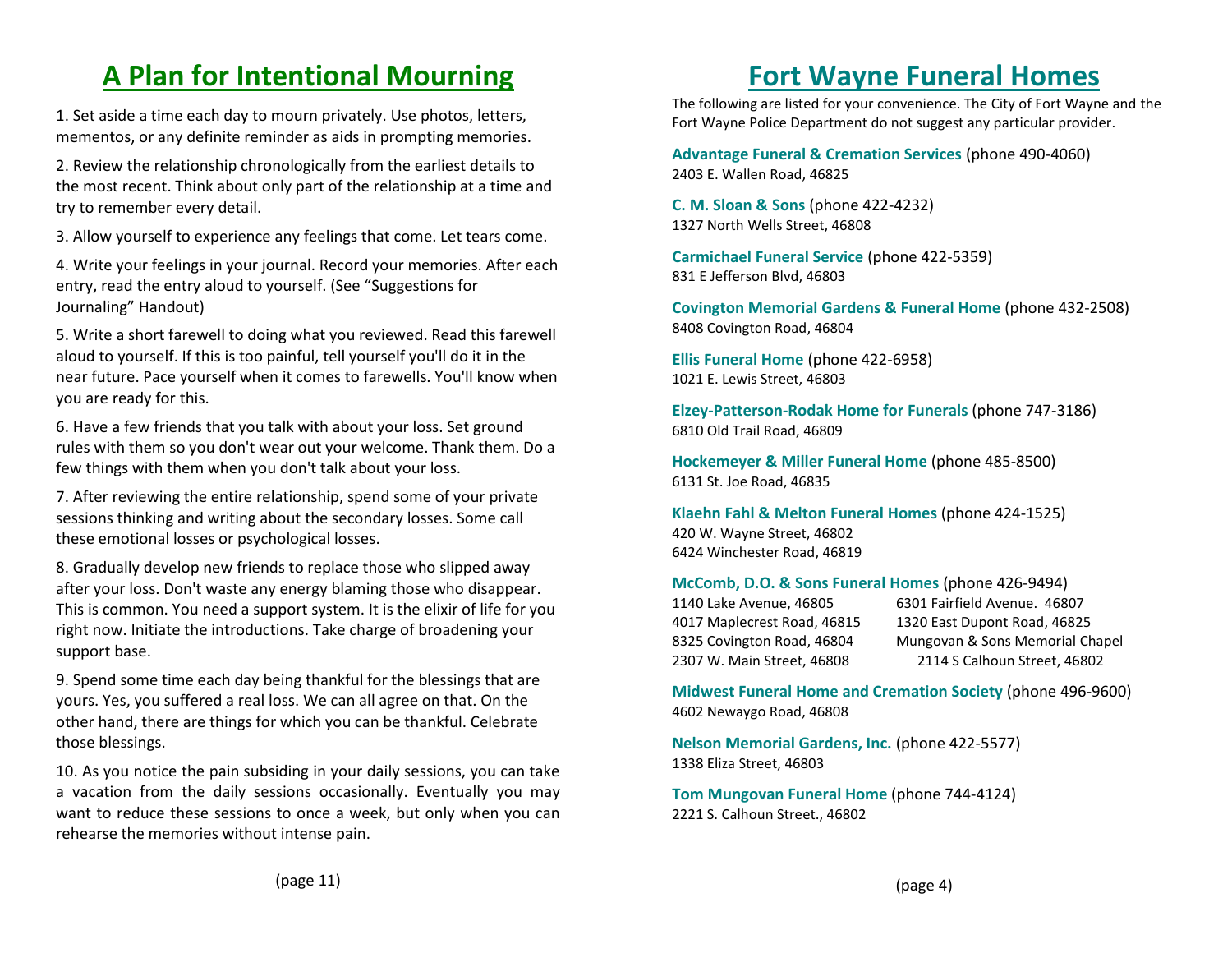# A Plan for Intentional Mourning

1. Set aside a time each day to mourn privately. Use photos, letters, mementos, or any definite reminder as aids in prompting memories.

2. Review the relationship chronologically from the earliest details to the most recent. Think about only part of the relationship at a time and try to remember every detail.

3. Allow yourself to experience any feelings that come. Let tears come.

4. Write your feelings in your journal. Record your memories. After each entry, read the entry aloud to yourself. (See "Suggestions for Journaling" Handout)

5. Write a short farewell to doing what you reviewed. Read this farewell aloud to yourself. If this is too painful, tell yourself you'll do it in the near future. Pace yourself when it comes to farewells. You'll know when you are ready for this.

6. Have a few friends that you talk with about your loss. Set ground rules with them so you don't wear out your welcome. Thank them. Do a few things with them when you don't talk about your loss.

7. After reviewing the entire relationship, spend some of your private sessions thinking and writing about the secondary losses. Some call these emotional losses or psychological losses.

8. Gradually develop new friends to replace those who slipped away after your loss. Don't waste any energy blaming those who disappear. This is common. You need a support system. It is the elixir of life for you right now. Initiate the introductions. Take charge of broadening your support base.

9. Spend some time each day being thankful for the blessings that are yours. Yes, you suffered a real loss. We can all agree on that. On the other hand, there are things for which you can be thankful. Celebrate those blessings.

10. As you notice the pain subsiding in your daily sessions, you can take a vacation from the daily sessions occasionally. Eventually you may want to reduce these sessions to once a week, but only when you can rehearse the memories without intense pain.

# Fort Wayne Funeral Homes

The following are listed for your convenience. The City of Fort Wayne and the Fort Wayne Police Department do not suggest any particular provider.

**Advantage Funeral & Cremation Services** (phone 490-4060)
2403 E. Wallen Road, 46825

**C. M. Sloan & Sons** (phone 422-4232)
1327 North Wells Street, 46808

**Carmichael Funeral Service** (phone 422-5359)
831 E Jefferson Blvd, 46803

**Covington Memorial Gardens & Funeral Home** (phone 432-2508)
8408 Covington Road, 46804

**Ellis Funeral Home** (phone 422-6958)
1021 E. Lewis Street, 46803

**Elzey-Patterson-Rodak Home for Funerals** (phone 747-3186)
6810 Old Trail Road, 46809

**Hockemeyer & Miller Funeral Home** (phone 485-8500)
6131 St. Joe Road, 46835

**Klaehn Fahl & Melton Funeral Homes** (phone 424-1525)
420 W. Wayne Street, 46802
6424 Winchester Road, 46819

**McComb, D.O. & Sons Funeral Homes** (phone 426-9494)
1140 Lake Avenue, 46805
4017 Maplecrest Road, 46815
8325 Covington Road, 46804
2307 W. Main Street, 46808
6301 Fairfield Avenue. 46807
1320 East Dupont Road, 46825
Mungovan & Sons Memorial Chapel
2114 S Calhoun Street, 46802

**Midwest Funeral Home and Cremation Society** (phone 496-9600)
4602 Newaygo Road, 46808

**Nelson Memorial Gardens, Inc.** (phone 422-5577)
1338 Eliza Street, 46803

**Tom Mungovan Funeral Home** (phone 744-4124)
2221 S. Calhoun Street., 46802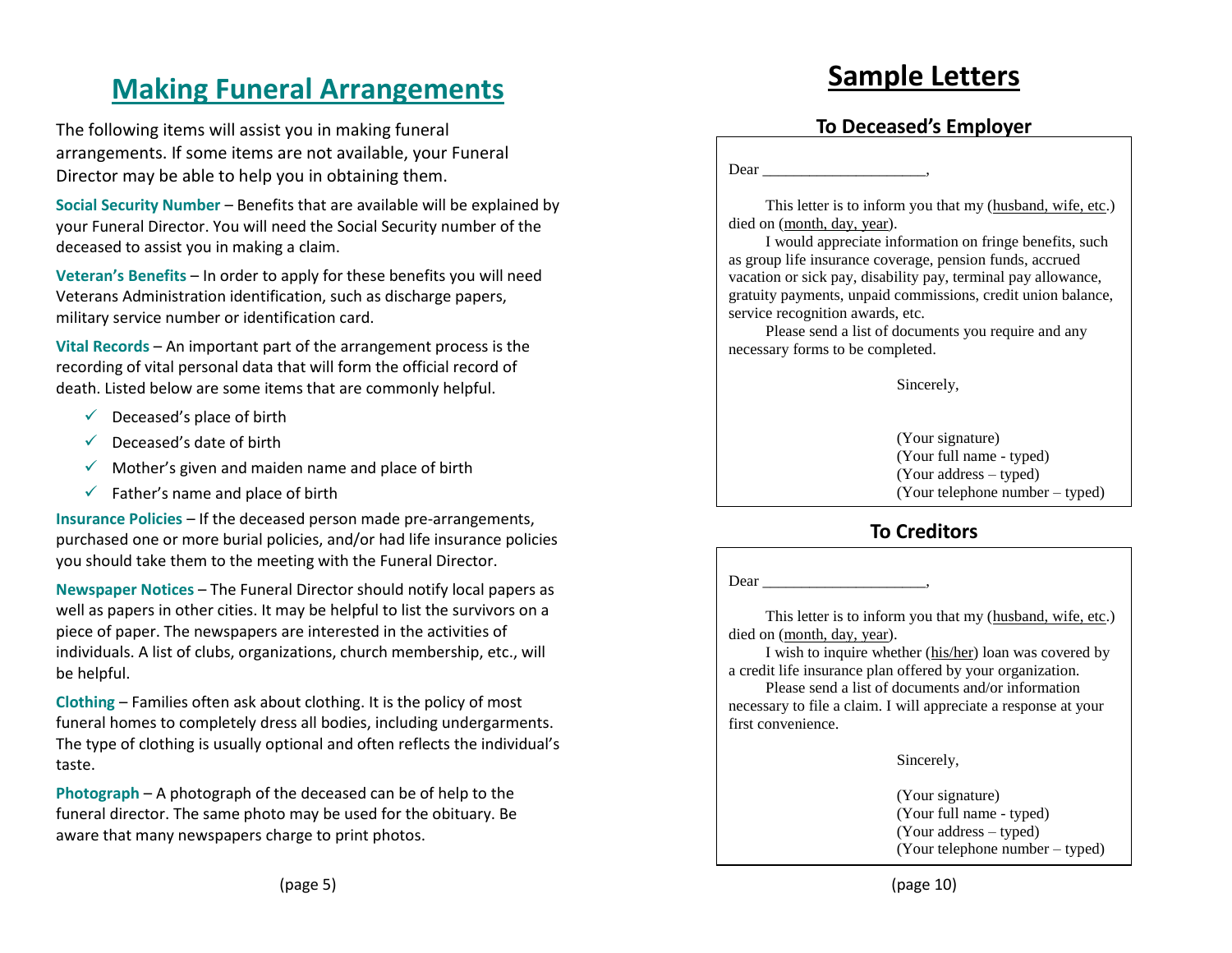# Making Funeral Arrangements

The following items will assist you in making funeral arrangements. If some items are not available, your Funeral Director may be able to help you in obtaining them.

**Social Security Number** – Benefits that are available will be explained by your Funeral Director. You will need the Social Security number of the deceased to assist you in making a claim.

**Veteran's Benefits** – In order to apply for these benefits you will need Veterans Administration identification, such as discharge papers, military service number or identification card.

**Vital Records** – An important part of the arrangement process is the recording of vital personal data that will form the official record of death. Listed below are some items that are commonly helpful.

- ✓ Deceased's place of birth
- ✓ Deceased's date of birth
- ✓ Mother's given and maiden name and place of birth
- ✓ Father's name and place of birth

**Insurance Policies** – If the deceased person made pre-arrangements, purchased one or more burial policies, and/or had life insurance policies you should take them to the meeting with the Funeral Director.

**Newspaper Notices** – The Funeral Director should notify local papers as well as papers in other cities. It may be helpful to list the survivors on a piece of paper. The newspapers are interested in the activities of individuals. A list of clubs, organizations, church membership, etc., will be helpful.

**Clothing** – Families often ask about clothing. It is the policy of most funeral homes to completely dress all bodies, including undergarments. The type of clothing is usually optional and often reflects the individual's taste.

**Photograph** – A photograph of the deceased can be of help to the funeral director. The same photo may be used for the obituary. Be aware that many newspapers charge to print photos.

# Sample Letters

## To Deceased's Employer

Dear ____________________,

This letter is to inform you that my (husband, wife, etc.) died on (month, day, year).

I would appreciate information on fringe benefits, such as group life insurance coverage, pension funds, accrued vacation or sick pay, disability pay, terminal pay allowance, gratuity payments, unpaid commissions, credit union balance, service recognition awards, etc.

Please send a list of documents you require and any necessary forms to be completed.

Sincerely,

(Your signature)
(Your full name - typed)
(Your address – typed)
(Your telephone number – typed)

## To Creditors

Dear ____________________,

This letter is to inform you that my (husband, wife, etc.) died on (month, day, year).

I wish to inquire whether (his/her) loan was covered by a credit life insurance plan offered by your organization.

Please send a list of documents and/or information necessary to file a claim. I will appreciate a response at your first convenience.

Sincerely,

(Your signature)
(Your full name - typed)
(Your address – typed)
(Your telephone number – typed)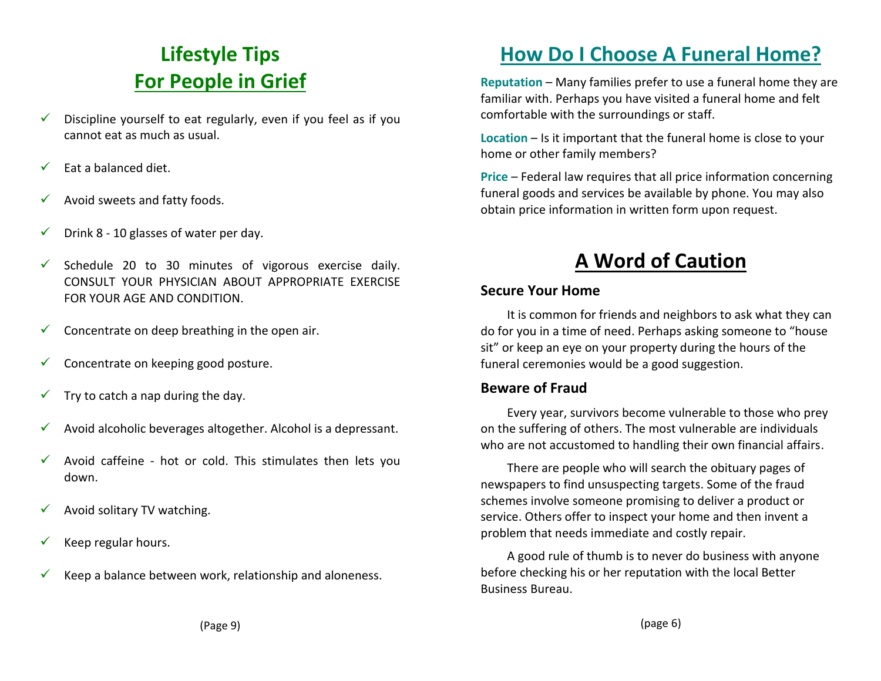# Lifestyle Tips For People in Grief

- Discipline yourself to eat regularly, even if you feel as if you cannot eat as much as usual.
- Eat a balanced diet.
- Avoid sweets and fatty foods.
- Drink 8 - 10 glasses of water per day.
- Schedule 20 to 30 minutes of vigorous exercise daily. CONSULT YOUR PHYSICIAN ABOUT APPROPRIATE EXERCISE FOR YOUR AGE AND CONDITION.
- Concentrate on deep breathing in the open air.
- Concentrate on keeping good posture.
- Try to catch a nap during the day.
- Avoid alcoholic beverages altogether. Alcohol is a depressant.
- Avoid caffeine - hot or cold. This stimulates then lets you down.
- Avoid solitary TV watching.
- Keep regular hours.
- Keep a balance between work, relationship and aloneness.

# How Do I Choose A Funeral Home?

**Reputation** – Many families prefer to use a funeral home they are familiar with. Perhaps you have visited a funeral home and felt comfortable with the surroundings or staff.

**Location** – Is it important that the funeral home is close to your home or other family members?

**Price** – Federal law requires that all price information concerning funeral goods and services be available by phone. You may also obtain price information in written form upon request.

# A Word of Caution

## Secure Your Home

It is common for friends and neighbors to ask what they can do for you in a time of need. Perhaps asking someone to "house sit" or keep an eye on your property during the hours of the funeral ceremonies would be a good suggestion.

## Beware of Fraud

Every year, survivors become vulnerable to those who prey on the suffering of others. The most vulnerable are individuals who are not accustomed to handling their own financial affairs.

There are people who will search the obituary pages of newspapers to find unsuspecting targets. Some of the fraud schemes involve someone promising to deliver a product or service. Others offer to inspect your home and then invent a problem that needs immediate and costly repair.

A good rule of thumb is to never do business with anyone before checking his or her reputation with the local Better Business Bureau.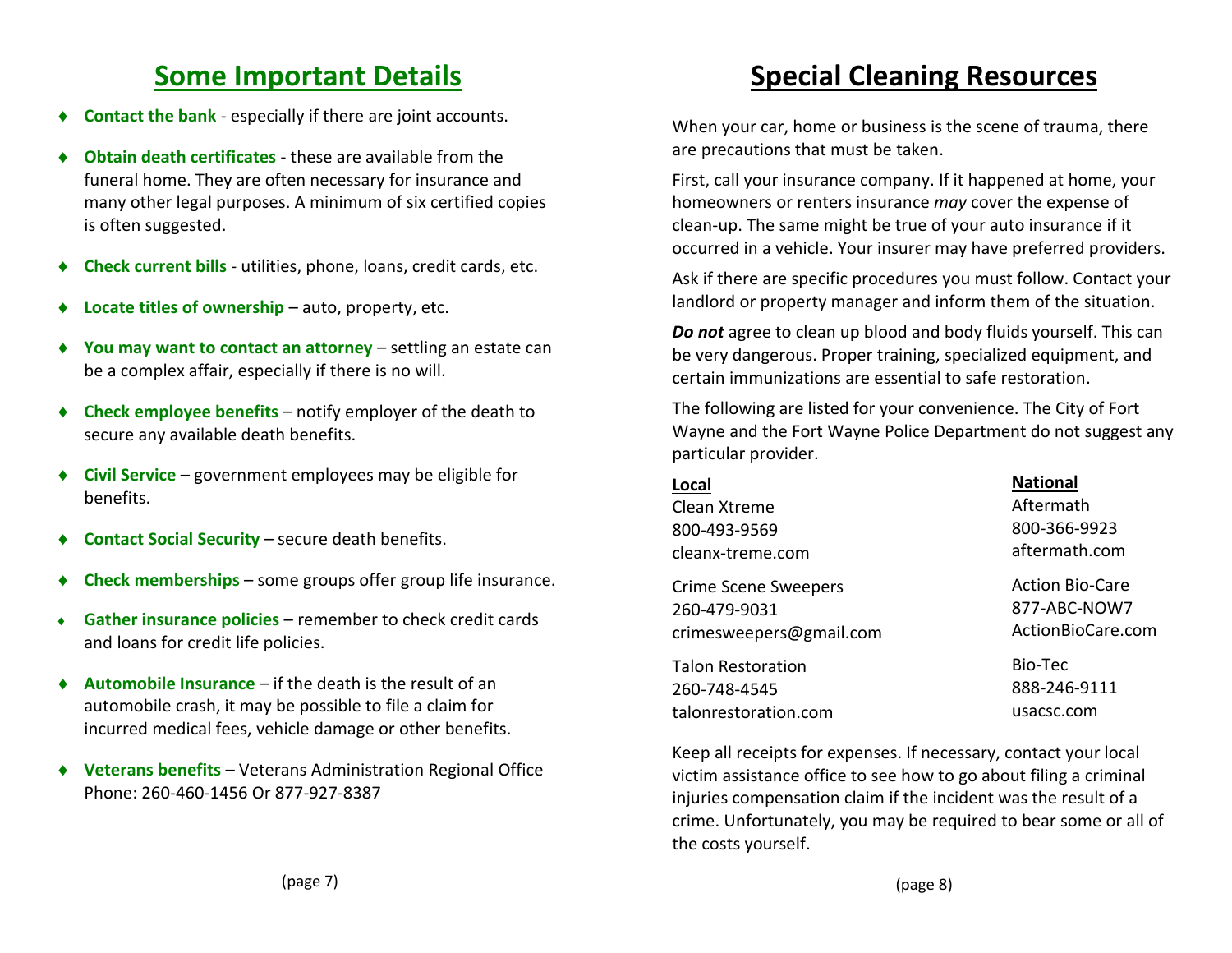## Some Important Details

- **Contact the bank** - especially if there are joint accounts.
- **Obtain death certificates** - these are available from the funeral home. They are often necessary for insurance and many other legal purposes. A minimum of six certified copies is often suggested.
- **Check current bills** - utilities, phone, loans, credit cards, etc.
- **Locate titles of ownership** – auto, property, etc.
- **You may want to contact an attorney** – settling an estate can be a complex affair, especially if there is no will.
- **Check employee benefits** – notify employer of the death to secure any available death benefits.
- **Civil Service** – government employees may be eligible for benefits.
- **Contact Social Security** – secure death benefits.
- **Check memberships** – some groups offer group life insurance.
- **Gather insurance policies** – remember to check credit cards and loans for credit life policies.
- **Automobile Insurance** – if the death is the result of an automobile crash, it may be possible to file a claim for incurred medical fees, vehicle damage or other benefits.
- **Veterans benefits** – Veterans Administration Regional Office Phone: 260-460-1456 Or 877-927-8387

## Special Cleaning Resources

When your car, home or business is the scene of trauma, there are precautions that must be taken.

First, call your insurance company. If it happened at home, your homeowners or renters insurance *may* cover the expense of clean-up. The same might be true of your auto insurance if it occurred in a vehicle. Your insurer may have preferred providers.

Ask if there are specific procedures you must follow. Contact your landlord or property manager and inform them of the situation.

***Do not*** agree to clean up blood and body fluids yourself. This can be very dangerous. Proper training, specialized equipment, and certain immunizations are essential to safe restoration.

The following are listed for your convenience. The City of Fort Wayne and the Fort Wayne Police Department do not suggest any particular provider.

**Local**

Clean Xtreme
800-493-9569
cleanx-treme.com

Crime Scene Sweepers
260-479-9031
crimesweepers@gmail.com

Talon Restoration
260-748-4545
talonrestoration.com

**National**

Aftermath
800-366-9923
aftermath.com

Action Bio-Care
877-ABC-NOW7
ActionBioCare.com

Bio-Tec
888-246-9111
usacsc.com

Keep all receipts for expenses. If necessary, contact your local victim assistance office to see how to go about filing a criminal injuries compensation claim if the incident was the result of a crime. Unfortunately, you may be required to bear some or all of the costs yourself.